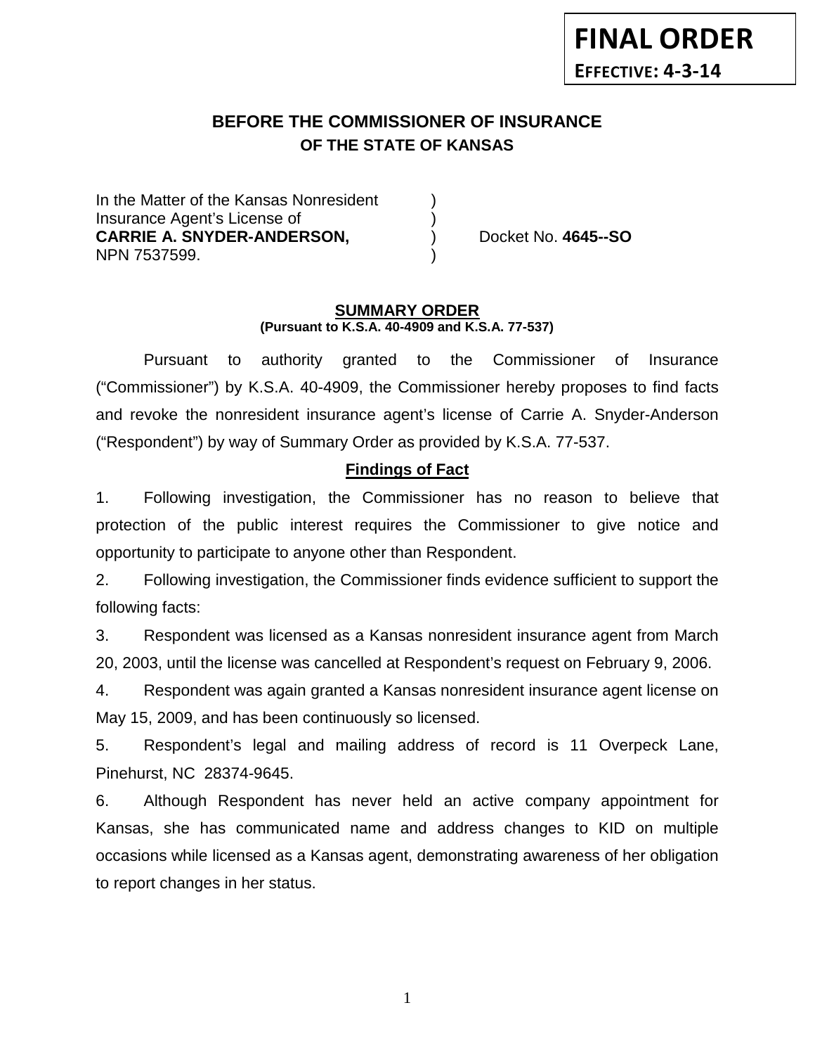**FINAL ORDER**
**EFFECTIVE: 4-3-14**

# BEFORE THE COMMISSIONER OF INSURANCE
## OF THE STATE OF KANSAS

In the Matter of the Kansas Nonresident )
Insurance Agent's License of )
**CARRIE A. SNYDER-ANDERSON,** ) Docket No. **4645--SO**
NPN 7537599. )

### SUMMARY ORDER
**(Pursuant to K.S.A. 40-4909 and K.S.A. 77-537)**

Pursuant to authority granted to the Commissioner of Insurance ("Commissioner") by K.S.A. 40-4909, the Commissioner hereby proposes to find facts and revoke the nonresident insurance agent's license of Carrie A. Snyder-Anderson ("Respondent") by way of Summary Order as provided by K.S.A. 77-537.

### Findings of Fact

1. Following investigation, the Commissioner has no reason to believe that protection of the public interest requires the Commissioner to give notice and opportunity to participate to anyone other than Respondent.

2. Following investigation, the Commissioner finds evidence sufficient to support the following facts:

3. Respondent was licensed as a Kansas nonresident insurance agent from March 20, 2003, until the license was cancelled at Respondent's request on February 9, 2006.

4. Respondent was again granted a Kansas nonresident insurance agent license on May 15, 2009, and has been continuously so licensed.

5. Respondent's legal and mailing address of record is 11 Overpeck Lane, Pinehurst, NC 28374-9645.

6. Although Respondent has never held an active company appointment for Kansas, she has communicated name and address changes to KID on multiple occasions while licensed as a Kansas agent, demonstrating awareness of her obligation to report changes in her status.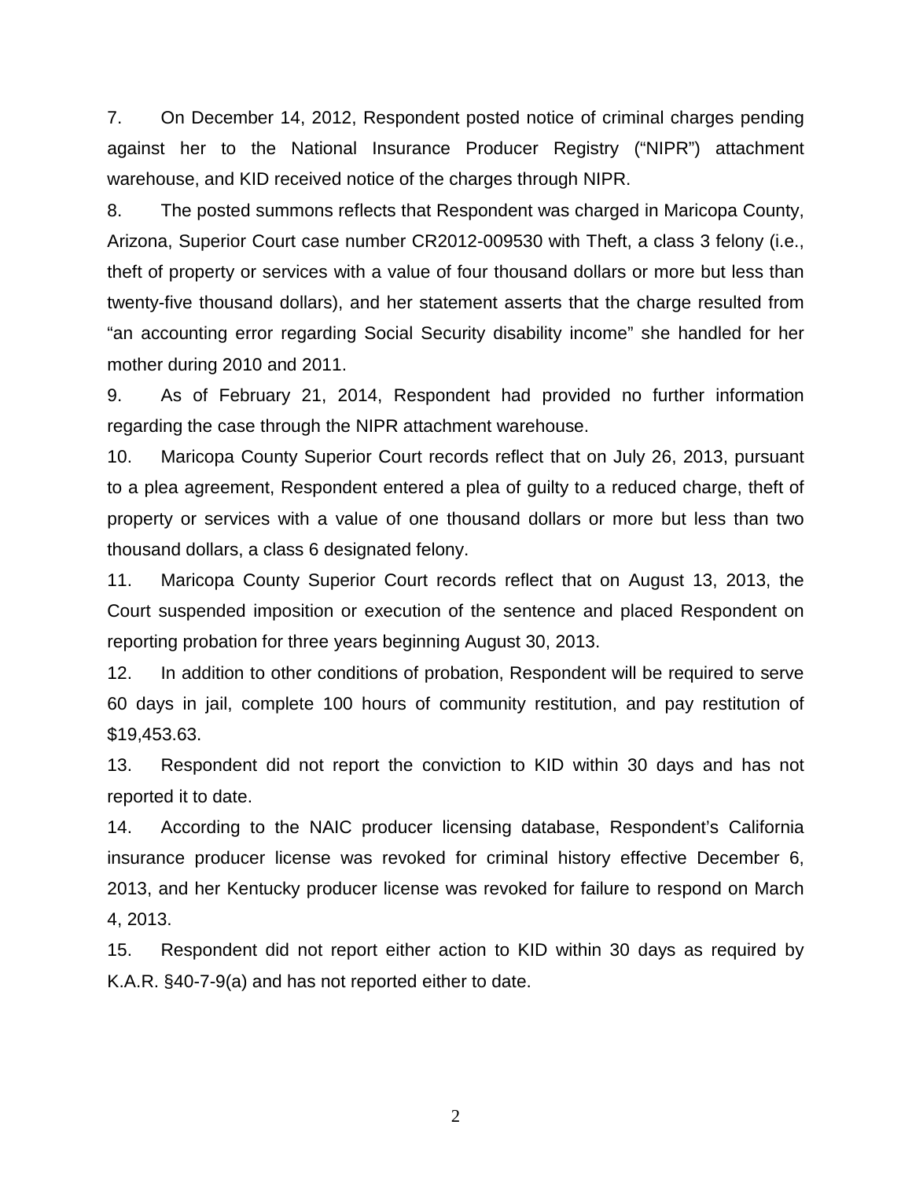7. On December 14, 2012, Respondent posted notice of criminal charges pending against her to the National Insurance Producer Registry ("NIPR") attachment warehouse, and KID received notice of the charges through NIPR.

8. The posted summons reflects that Respondent was charged in Maricopa County, Arizona, Superior Court case number CR2012-009530 with Theft, a class 3 felony (i.e., theft of property or services with a value of four thousand dollars or more but less than twenty-five thousand dollars), and her statement asserts that the charge resulted from "an accounting error regarding Social Security disability income" she handled for her mother during 2010 and 2011.

9. As of February 21, 2014, Respondent had provided no further information regarding the case through the NIPR attachment warehouse.

10. Maricopa County Superior Court records reflect that on July 26, 2013, pursuant to a plea agreement, Respondent entered a plea of guilty to a reduced charge, theft of property or services with a value of one thousand dollars or more but less than two thousand dollars, a class 6 designated felony.

11. Maricopa County Superior Court records reflect that on August 13, 2013, the Court suspended imposition or execution of the sentence and placed Respondent on reporting probation for three years beginning August 30, 2013.

12. In addition to other conditions of probation, Respondent will be required to serve 60 days in jail, complete 100 hours of community restitution, and pay restitution of $19,453.63.

13. Respondent did not report the conviction to KID within 30 days and has not reported it to date.

14. According to the NAIC producer licensing database, Respondent's California insurance producer license was revoked for criminal history effective December 6, 2013, and her Kentucky producer license was revoked for failure to respond on March 4, 2013.

15. Respondent did not report either action to KID within 30 days as required by K.A.R. §40-7-9(a) and has not reported either to date.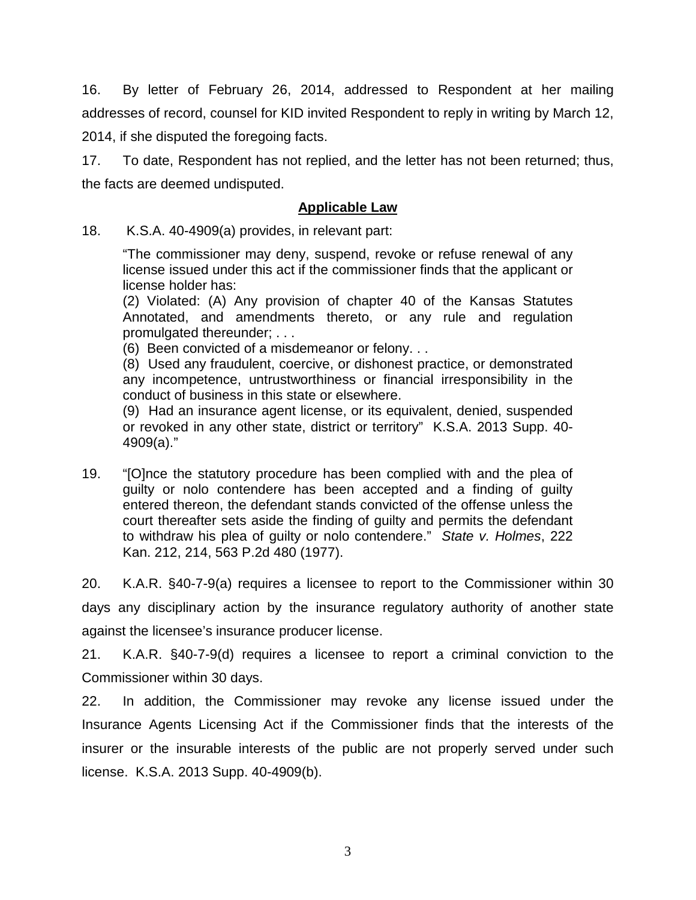16. By letter of February 26, 2014, addressed to Respondent at her mailing addresses of record, counsel for KID invited Respondent to reply in writing by March 12, 2014, if she disputed the foregoing facts.

17. To date, Respondent has not replied, and the letter has not been returned; thus, the facts are deemed undisputed.

## Applicable Law

18. K.S.A. 40-4909(a) provides, in relevant part:

> "The commissioner may deny, suspend, revoke or refuse renewal of any license issued under this act if the commissioner finds that the applicant or license holder has:
>
> (2) Violated: (A) Any provision of chapter 40 of the Kansas Statutes Annotated, and amendments thereto, or any rule and regulation promulgated thereunder; . . .
>
> (6) Been convicted of a misdemeanor or felony. . .
>
> (8) Used any fraudulent, coercive, or dishonest practice, or demonstrated any incompetence, untrustworthiness or financial irresponsibility in the conduct of business in this state or elsewhere.
>
> (9) Had an insurance agent license, or its equivalent, denied, suspended or revoked in any other state, district or territory" K.S.A. 2013 Supp. 40-4909(a)."

19. "[O]nce the statutory procedure has been complied with and the plea of guilty or nolo contendere has been accepted and a finding of guilty entered thereon, the defendant stands convicted of the offense unless the court thereafter sets aside the finding of guilty and permits the defendant to withdraw his plea of guilty or nolo contendere." *State v. Holmes*, 222 Kan. 212, 214, 563 P.2d 480 (1977).

20. K.A.R. §40-7-9(a) requires a licensee to report to the Commissioner within 30 days any disciplinary action by the insurance regulatory authority of another state against the licensee's insurance producer license.

21. K.A.R. §40-7-9(d) requires a licensee to report a criminal conviction to the Commissioner within 30 days.

22. In addition, the Commissioner may revoke any license issued under the Insurance Agents Licensing Act if the Commissioner finds that the interests of the insurer or the insurable interests of the public are not properly served under such license. K.S.A. 2013 Supp. 40-4909(b).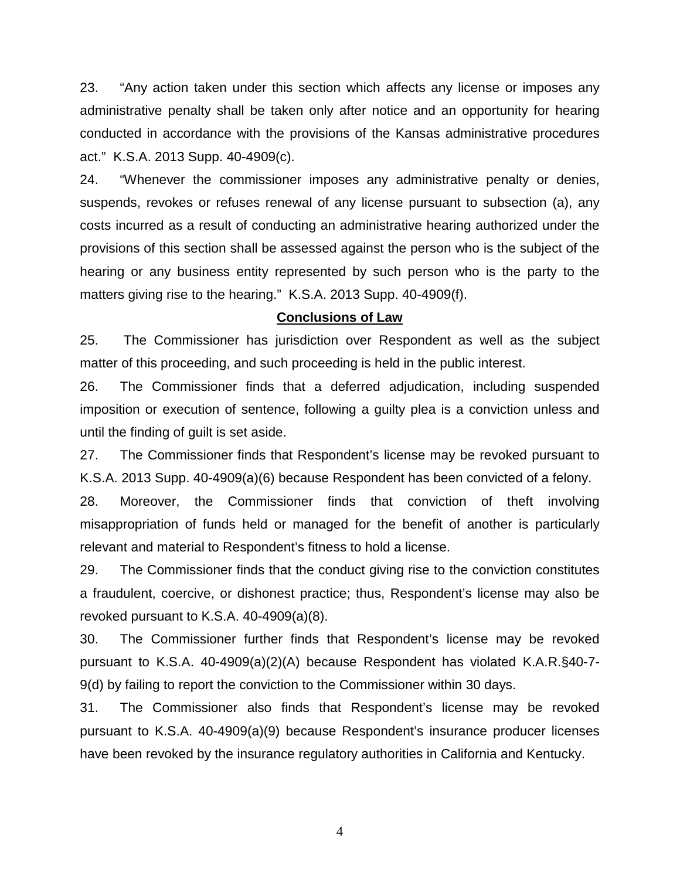23. "Any action taken under this section which affects any license or imposes any administrative penalty shall be taken only after notice and an opportunity for hearing conducted in accordance with the provisions of the Kansas administrative procedures act." K.S.A. 2013 Supp. 40-4909(c).

24. "Whenever the commissioner imposes any administrative penalty or denies, suspends, revokes or refuses renewal of any license pursuant to subsection (a), any costs incurred as a result of conducting an administrative hearing authorized under the provisions of this section shall be assessed against the person who is the subject of the hearing or any business entity represented by such person who is the party to the matters giving rise to the hearing." K.S.A. 2013 Supp. 40-4909(f).

**Conclusions of Law**

25. The Commissioner has jurisdiction over Respondent as well as the subject matter of this proceeding, and such proceeding is held in the public interest.

26. The Commissioner finds that a deferred adjudication, including suspended imposition or execution of sentence, following a guilty plea is a conviction unless and until the finding of guilt is set aside.

27. The Commissioner finds that Respondent's license may be revoked pursuant to K.S.A. 2013 Supp. 40-4909(a)(6) because Respondent has been convicted of a felony.

28. Moreover, the Commissioner finds that conviction of theft involving misappropriation of funds held or managed for the benefit of another is particularly relevant and material to Respondent's fitness to hold a license.

29. The Commissioner finds that the conduct giving rise to the conviction constitutes a fraudulent, coercive, or dishonest practice; thus, Respondent's license may also be revoked pursuant to K.S.A. 40-4909(a)(8).

30. The Commissioner further finds that Respondent's license may be revoked pursuant to K.S.A. 40-4909(a)(2)(A) because Respondent has violated K.A.R.§40-7-9(d) by failing to report the conviction to the Commissioner within 30 days.

31. The Commissioner also finds that Respondent's license may be revoked pursuant to K.S.A. 40-4909(a)(9) because Respondent's insurance producer licenses have been revoked by the insurance regulatory authorities in California and Kentucky.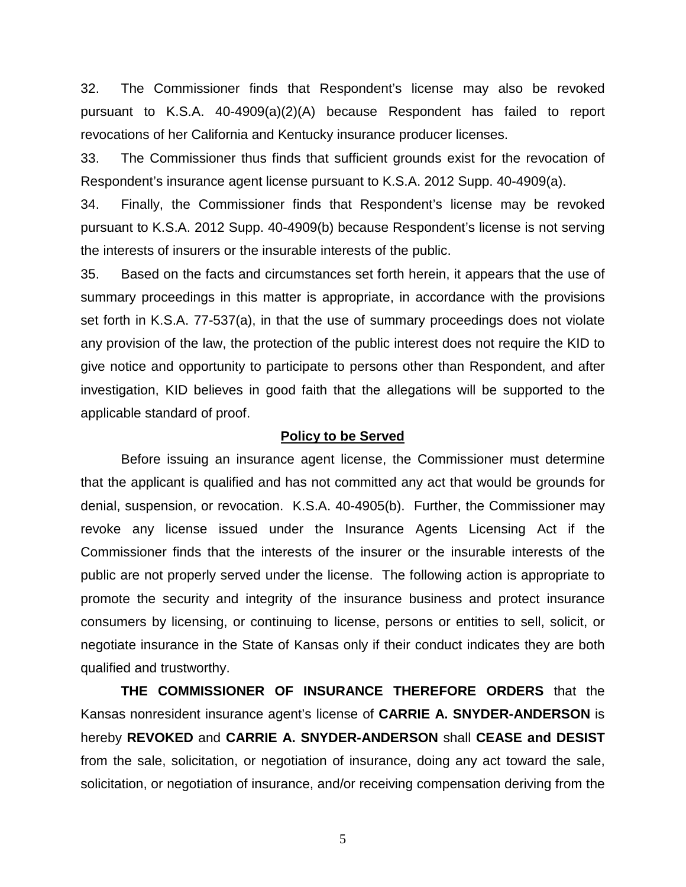32. The Commissioner finds that Respondent's license may also be revoked pursuant to K.S.A. 40-4909(a)(2)(A) because Respondent has failed to report revocations of her California and Kentucky insurance producer licenses.

33. The Commissioner thus finds that sufficient grounds exist for the revocation of Respondent's insurance agent license pursuant to K.S.A. 2012 Supp. 40-4909(a).

34. Finally, the Commissioner finds that Respondent's license may be revoked pursuant to K.S.A. 2012 Supp. 40-4909(b) because Respondent's license is not serving the interests of insurers or the insurable interests of the public.

35. Based on the facts and circumstances set forth herein, it appears that the use of summary proceedings in this matter is appropriate, in accordance with the provisions set forth in K.S.A. 77-537(a), in that the use of summary proceedings does not violate any provision of the law, the protection of the public interest does not require the KID to give notice and opportunity to participate to persons other than Respondent, and after investigation, KID believes in good faith that the allegations will be supported to the applicable standard of proof.

## Policy to be Served

Before issuing an insurance agent license, the Commissioner must determine that the applicant is qualified and has not committed any act that would be grounds for denial, suspension, or revocation. K.S.A. 40-4905(b). Further, the Commissioner may revoke any license issued under the Insurance Agents Licensing Act if the Commissioner finds that the interests of the insurer or the insurable interests of the public are not properly served under the license. The following action is appropriate to promote the security and integrity of the insurance business and protect insurance consumers by licensing, or continuing to license, persons or entities to sell, solicit, or negotiate insurance in the State of Kansas only if their conduct indicates they are both qualified and trustworthy.

**THE COMMISSIONER OF INSURANCE THEREFORE ORDERS** that the Kansas nonresident insurance agent's license of **CARRIE A. SNYDER-ANDERSON** is hereby **REVOKED** and **CARRIE A. SNYDER-ANDERSON** shall **CEASE and DESIST** from the sale, solicitation, or negotiation of insurance, doing any act toward the sale, solicitation, or negotiation of insurance, and/or receiving compensation deriving from the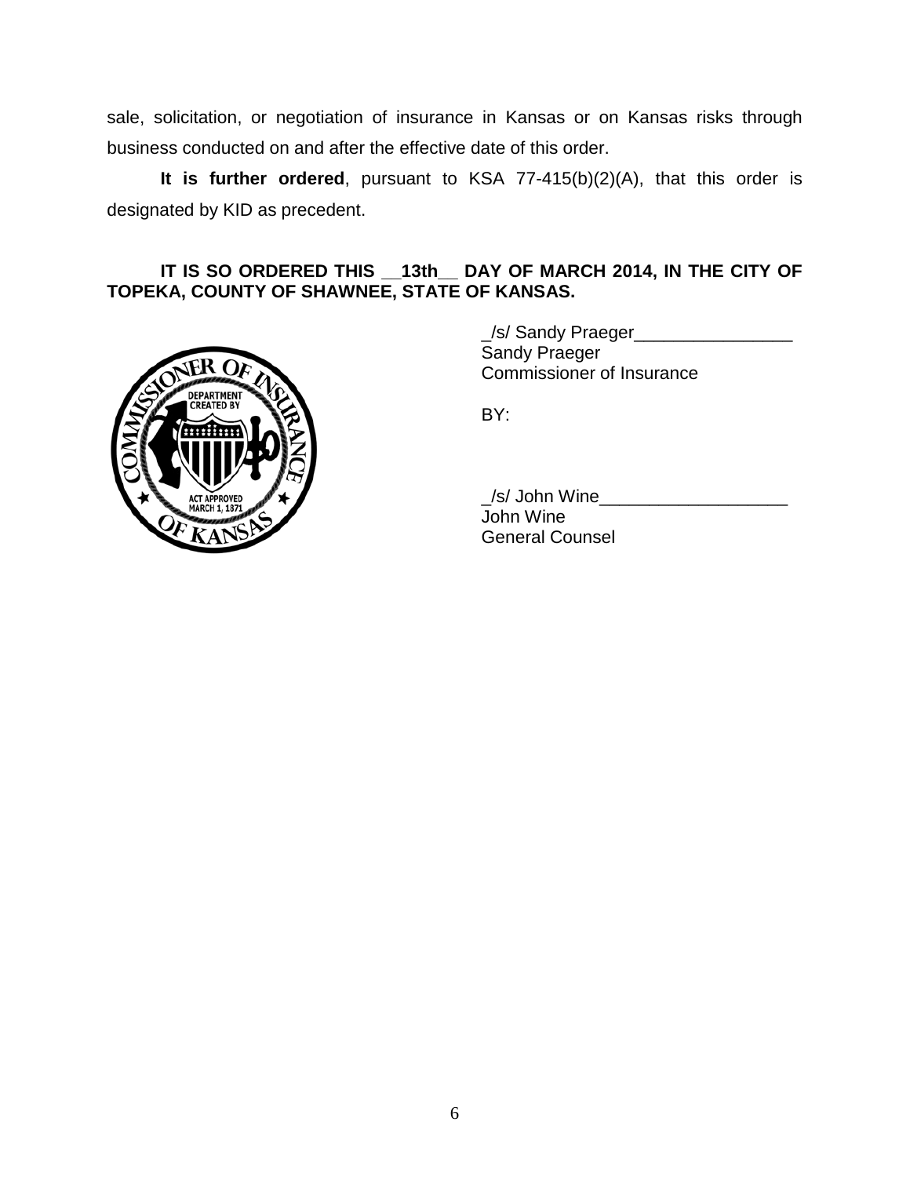sale, solicitation, or negotiation of insurance in Kansas or on Kansas risks through business conducted on and after the effective date of this order.

**It is further ordered**, pursuant to KSA 77-415(b)(2)(A), that this order is designated by KID as precedent.

**IT IS SO ORDERED THIS __13th__ DAY OF MARCH 2014, IN THE CITY OF TOPEKA, COUNTY OF SHAWNEE, STATE OF KANSAS.**

_/s/ Sandy Praeger________________
Sandy Praeger
Commissioner of Insurance

BY:

_/s/ John Wine___________________
John Wine
General Counsel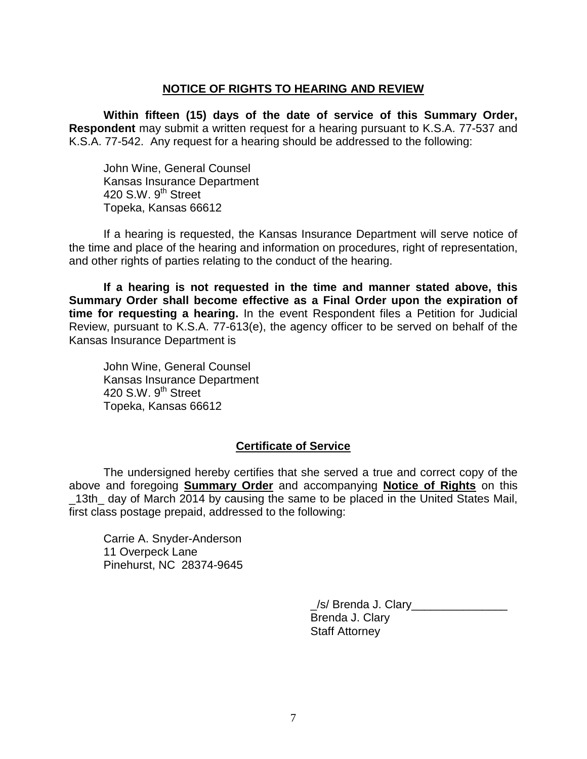## NOTICE OF RIGHTS TO HEARING AND REVIEW

**Within fifteen (15) days of the date of service of this Summary Order, Respondent** may submit a written request for a hearing pursuant to K.S.A. 77-537 and K.S.A. 77-542. Any request for a hearing should be addressed to the following:

John Wine, General Counsel
Kansas Insurance Department
420 S.W. 9th Street
Topeka, Kansas 66612

If a hearing is requested, the Kansas Insurance Department will serve notice of the time and place of the hearing and information on procedures, right of representation, and other rights of parties relating to the conduct of the hearing.

**If a hearing is not requested in the time and manner stated above, this Summary Order shall become effective as a Final Order upon the expiration of time for requesting a hearing.** In the event Respondent files a Petition for Judicial Review, pursuant to K.S.A. 77-613(e), the agency officer to be served on behalf of the Kansas Insurance Department is

John Wine, General Counsel
Kansas Insurance Department
420 S.W. 9th Street
Topeka, Kansas 66612

## Certificate of Service

The undersigned hereby certifies that she served a true and correct copy of the above and foregoing **Summary Order** and accompanying **Notice of Rights** on this _13th_ day of March 2014 by causing the same to be placed in the United States Mail, first class postage prepaid, addressed to the following:

Carrie A. Snyder-Anderson
11 Overpeck Lane
Pinehurst, NC 28374-9645

_/s/ Brenda J. Clary_______________
Brenda J. Clary
Staff Attorney